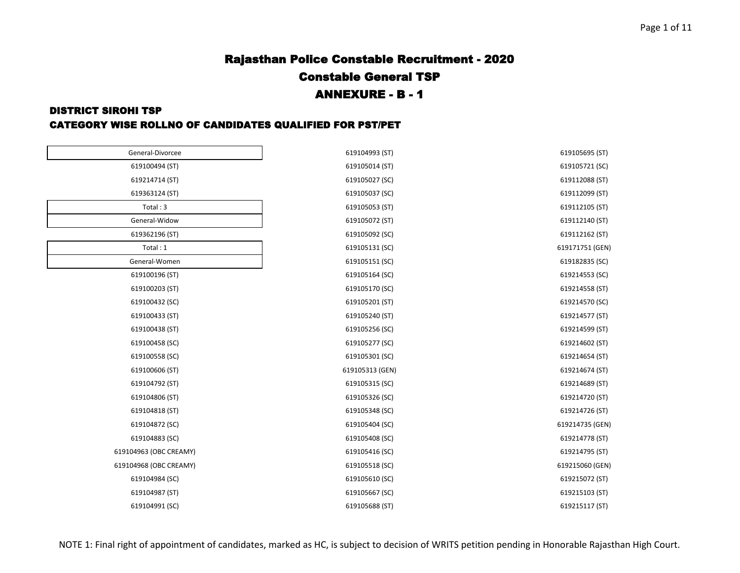# Rajasthan Police Constable Recruitment - 2020

## Constable General TSP

## ANNEXURE - B - 1

### DISTRICT SIROHI TSP

### CATEGORY WISE ROLLNO OF CANDIDATES QUALIFIED FOR PST/PET

| General-Divorcee |
|---|
| 619100494 (ST) |
| 619214714 (ST) |
| 619363124 (ST) |
| Total : 3 |

| General-Widow |
|---|
| 619362196 (ST) |
| Total : 1 |

| General-Women |
|---|
| 619100196 (ST) |
| 619100203 (ST) |
| 619100432 (SC) |
| 619100433 (ST) |
| 619100438 (ST) |
| 619100458 (SC) |
| 619100558 (SC) |
| 619100606 (ST) |
| 619104792 (ST) |
| 619104806 (ST) |
| 619104818 (ST) |
| 619104872 (SC) |
| 619104883 (SC) |
| 619104963 (OBC CREAMY) |
| 619104968 (OBC CREAMY) |
| 619104984 (SC) |
| 619104987 (ST) |
| 619104991 (SC) |
| 619104993 (ST) |
| 619105014 (ST) |
| 619105027 (SC) |
| 619105037 (SC) |
| 619105053 (ST) |
| 619105072 (ST) |
| 619105092 (SC) |
| 619105131 (SC) |
| 619105151 (SC) |
| 619105164 (SC) |
| 619105170 (SC) |
| 619105201 (ST) |
| 619105240 (ST) |
| 619105256 (SC) |
| 619105277 (SC) |
| 619105301 (SC) |
| 619105313 (GEN) |
| 619105315 (SC) |
| 619105326 (SC) |
| 619105348 (SC) |
| 619105404 (SC) |
| 619105408 (SC) |
| 619105416 (SC) |
| 619105518 (SC) |
| 619105610 (SC) |
| 619105667 (SC) |
| 619105688 (ST) |
| 619105695 (ST) |
| 619105721 (SC) |
| 619112088 (ST) |
| 619112099 (ST) |
| 619112105 (ST) |
| 619112140 (ST) |
| 619112162 (ST) |
| 619171751 (GEN) |
| 619182835 (SC) |
| 619214553 (SC) |
| 619214558 (ST) |
| 619214570 (SC) |
| 619214577 (ST) |
| 619214599 (ST) |
| 619214602 (ST) |
| 619214654 (ST) |
| 619214674 (ST) |
| 619214689 (ST) |
| 619214720 (ST) |
| 619214726 (ST) |
| 619214735 (GEN) |
| 619214778 (ST) |
| 619214795 (ST) |
| 619215060 (GEN) |
| 619215072 (ST) |
| 619215103 (ST) |
| 619215117 (ST) |

NOTE 1: Final right of appointment of candidates, marked as HC, is subject to decision of WRITS petition pending in Honorable Rajasthan High Court.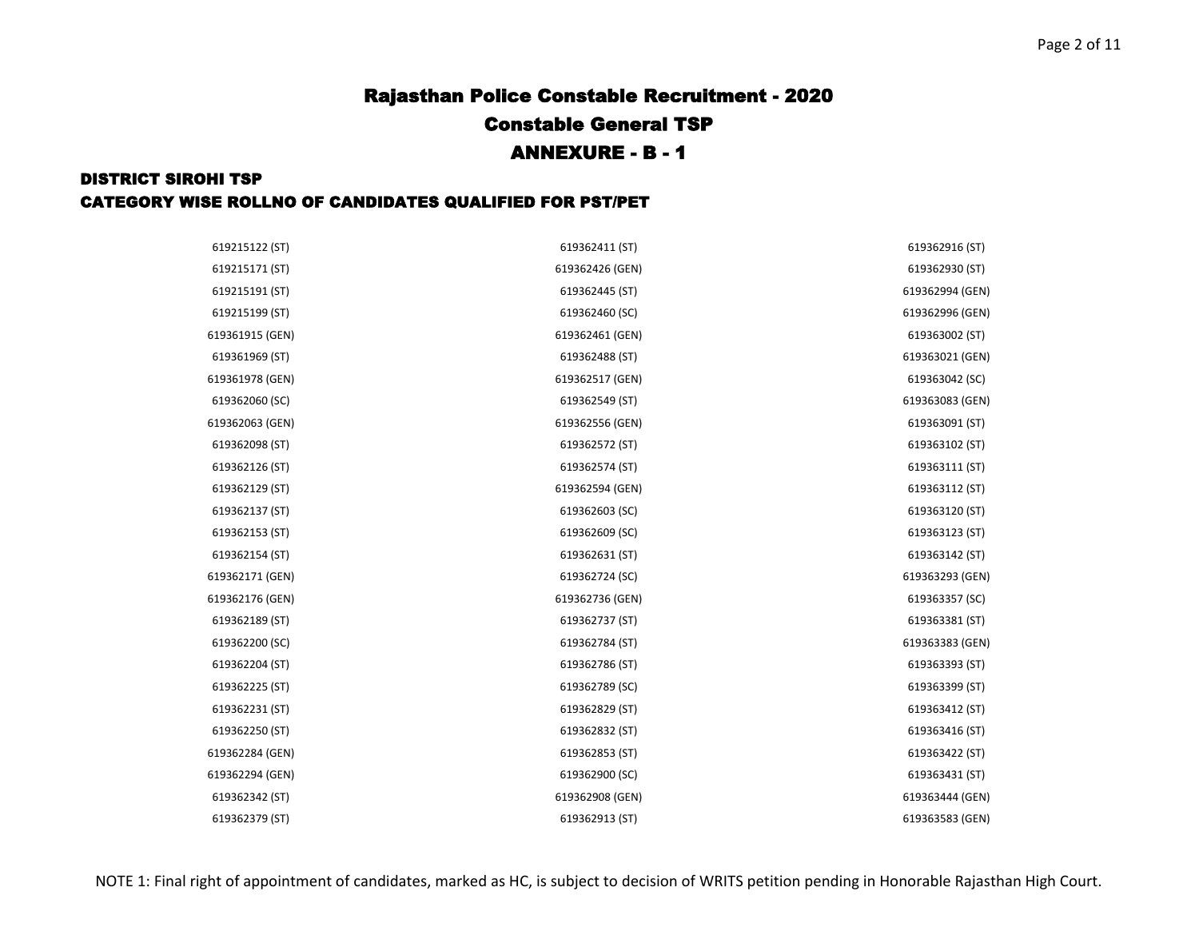# Rajasthan Police Constable Recruitment - 2020

## Constable General TSP

## ANNEXURE - B - 1

### DISTRICT SIROHI TSP

### CATEGORY WISE ROLLNO OF CANDIDATES QUALIFIED FOR PST/PET

| | | |
|---|---|---|
| 619215122 (ST) | 619362411 (ST) | 619362916 (ST) |
| 619215171 (ST) | 619362426 (GEN) | 619362930 (ST) |
| 619215191 (ST) | 619362445 (ST) | 619362994 (GEN) |
| 619215199 (ST) | 619362460 (SC) | 619362996 (GEN) |
| 619361915 (GEN) | 619362461 (GEN) | 619363002 (ST) |
| 619361969 (ST) | 619362488 (ST) | 619363021 (GEN) |
| 619361978 (GEN) | 619362517 (GEN) | 619363042 (SC) |
| 619362060 (SC) | 619362549 (ST) | 619363083 (GEN) |
| 619362063 (GEN) | 619362556 (GEN) | 619363091 (ST) |
| 619362098 (ST) | 619362572 (ST) | 619363102 (ST) |
| 619362126 (ST) | 619362574 (ST) | 619363111 (ST) |
| 619362129 (ST) | 619362594 (GEN) | 619363112 (ST) |
| 619362137 (ST) | 619362603 (SC) | 619363120 (ST) |
| 619362153 (ST) | 619362609 (SC) | 619363123 (ST) |
| 619362154 (ST) | 619362631 (ST) | 619363142 (ST) |
| 619362171 (GEN) | 619362724 (SC) | 619363293 (GEN) |
| 619362176 (GEN) | 619362736 (GEN) | 619363357 (SC) |
| 619362189 (ST) | 619362737 (ST) | 619363381 (ST) |
| 619362200 (SC) | 619362784 (ST) | 619363383 (GEN) |
| 619362204 (ST) | 619362786 (ST) | 619363393 (ST) |
| 619362225 (ST) | 619362789 (SC) | 619363399 (ST) |
| 619362231 (ST) | 619362829 (ST) | 619363412 (ST) |
| 619362250 (ST) | 619362832 (ST) | 619363416 (ST) |
| 619362284 (GEN) | 619362853 (ST) | 619363422 (ST) |
| 619362294 (GEN) | 619362900 (SC) | 619363431 (ST) |
| 619362342 (ST) | 619362908 (GEN) | 619363444 (GEN) |
| 619362379 (ST) | 619362913 (ST) | 619363583 (GEN) |

NOTE 1: Final right of appointment of candidates, marked as HC, is subject to decision of WRITS petition pending in Honorable Rajasthan High Court.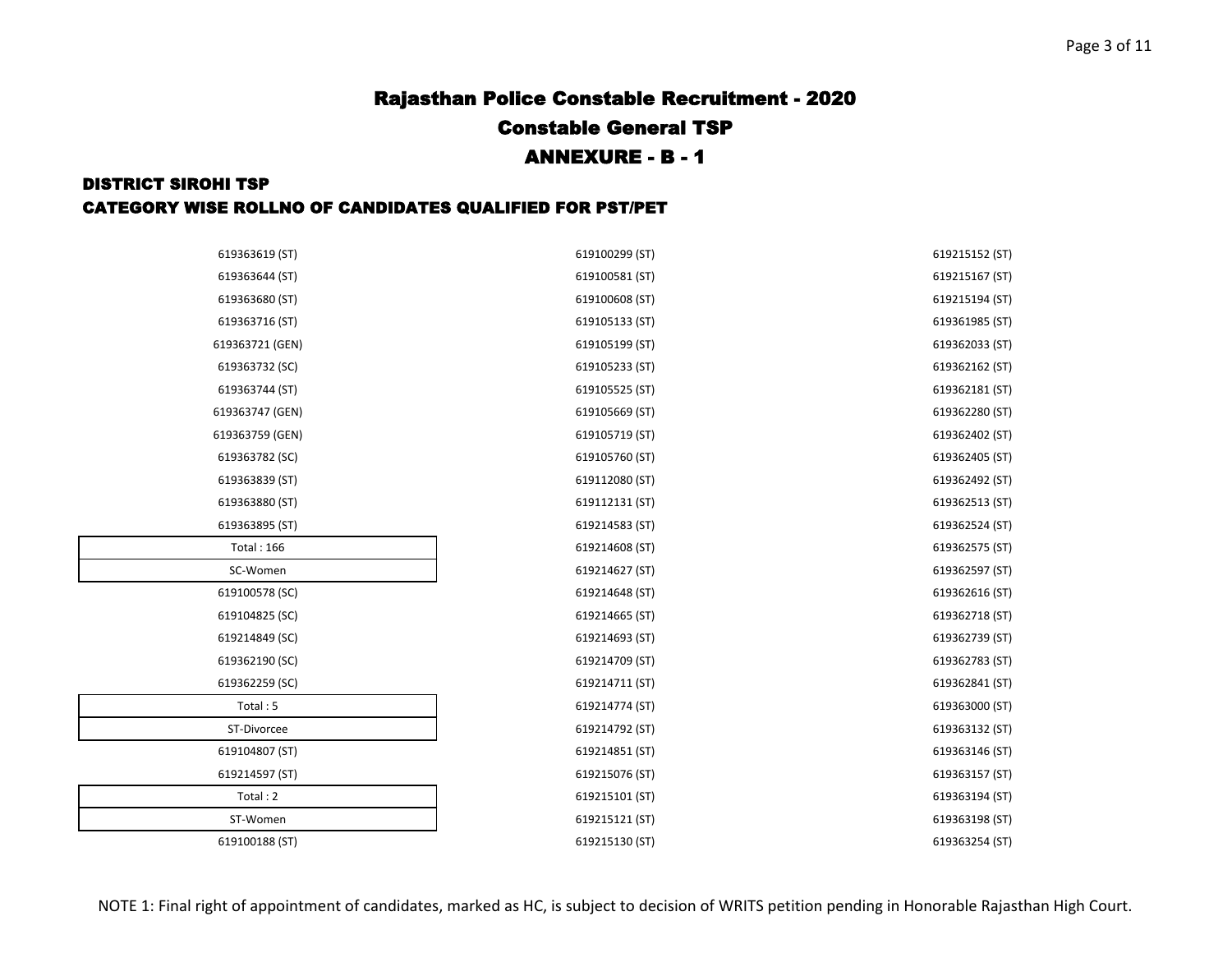# Rajasthan Police Constable Recruitment - 2020

## Constable General TSP

## ANNEXURE - B - 1

### DISTRICT SIROHI TSP

### CATEGORY WISE ROLLNO OF CANDIDATES QUALIFIED FOR PST/PET

619363619 (ST)
619363644 (ST)
619363680 (ST)
619363716 (ST)
619363721 (GEN)
619363732 (SC)
619363744 (ST)
619363747 (GEN)
619363759 (GEN)
619363782 (SC)
619363839 (ST)
619363880 (ST)
619363895 (ST)

Total : 166

**SC-Women**

619100578 (SC)
619104825 (SC)
619214849 (SC)
619362190 (SC)
619362259 (SC)

Total : 5

**ST-Divorcee**

619104807 (ST)
619214597 (ST)

Total : 2

**ST-Women**

619100188 (ST)
619100299 (ST)
619100581 (ST)
619100608 (ST)
619105133 (ST)
619105199 (ST)
619105233 (ST)
619105525 (ST)
619105669 (ST)
619105719 (ST)
619105760 (ST)
619112080 (ST)
619112131 (ST)
619214583 (ST)
619214608 (ST)
619214627 (ST)
619214648 (ST)
619214665 (ST)
619214693 (ST)
619214709 (ST)
619214711 (ST)
619214774 (ST)
619214792 (ST)
619214851 (ST)
619215076 (ST)
619215101 (ST)
619215121 (ST)
619215130 (ST)
619215152 (ST)
619215167 (ST)
619215194 (ST)
619361985 (ST)
619362033 (ST)
619362162 (ST)
619362181 (ST)
619362280 (ST)
619362402 (ST)
619362405 (ST)
619362492 (ST)
619362513 (ST)
619362524 (ST)
619362575 (ST)
619362597 (ST)
619362616 (ST)
619362718 (ST)
619362739 (ST)
619362783 (ST)
619362841 (ST)
619363000 (ST)
619363132 (ST)
619363146 (ST)
619363157 (ST)
619363194 (ST)
619363198 (ST)
619363254 (ST)

NOTE 1: Final right of appointment of candidates, marked as HC, is subject to decision of WRITS petition pending in Honorable Rajasthan High Court.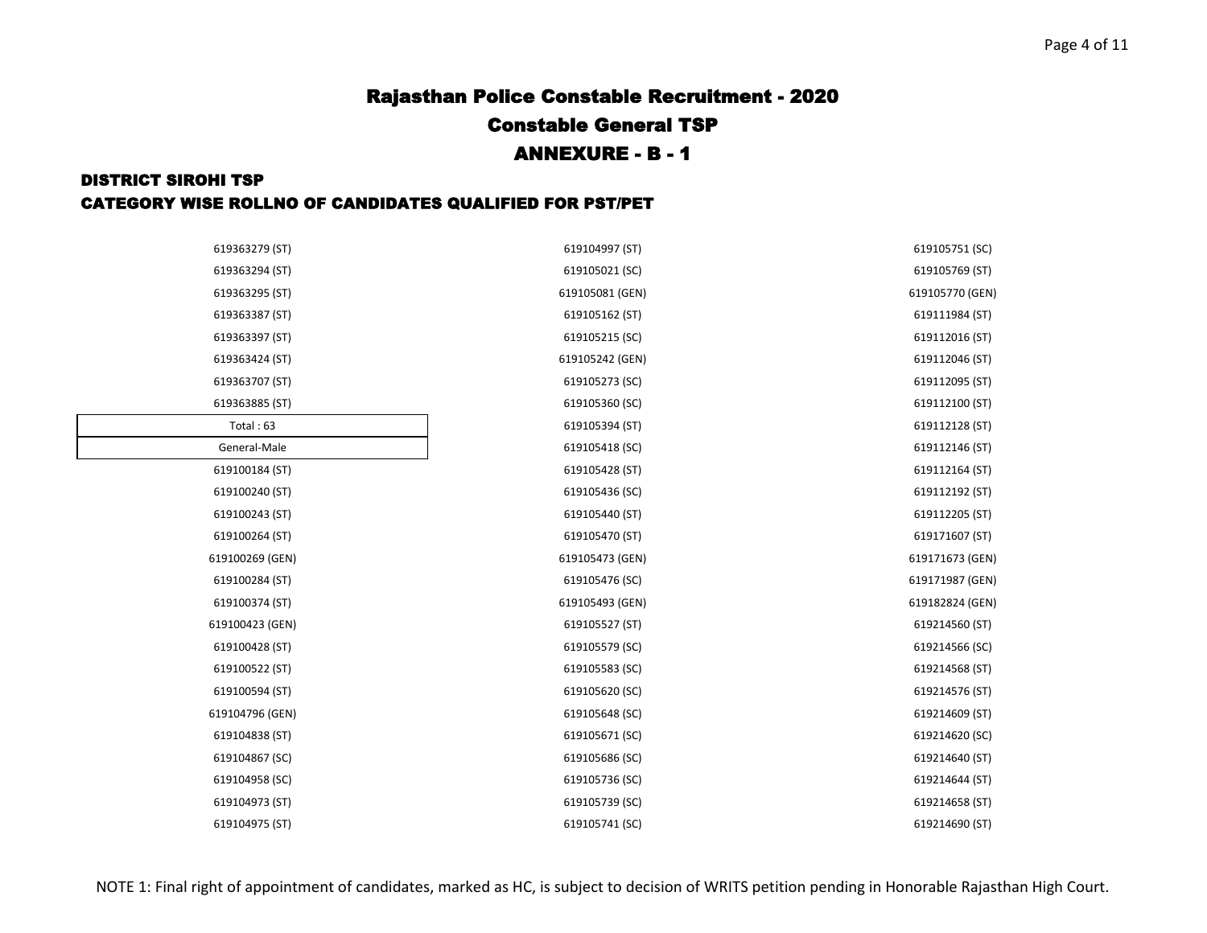# Rajasthan Police Constable Recruitment - 2020

## Constable General TSP

## ANNEXURE - B - 1

### DISTRICT SIROHI TSP

### CATEGORY WISE ROLLNO OF CANDIDATES QUALIFIED FOR PST/PET

619363279 (ST)
619363294 (ST)
619363295 (ST)
619363387 (ST)
619363397 (ST)
619363424 (ST)
619363707 (ST)
619363885 (ST)

Total : 63

General-Male

619100184 (ST)
619100240 (ST)
619100243 (ST)
619100264 (ST)
619100269 (GEN)
619100284 (ST)
619100374 (ST)
619100423 (GEN)
619100428 (ST)
619100522 (ST)
619100594 (ST)
619104796 (GEN)
619104838 (ST)
619104867 (SC)
619104958 (SC)
619104973 (ST)
619104975 (ST)
619104997 (ST)
619105021 (SC)
619105081 (GEN)
619105162 (ST)
619105215 (SC)
619105242 (GEN)
619105273 (SC)
619105360 (SC)
619105394 (ST)
619105418 (SC)
619105428 (ST)
619105436 (SC)
619105440 (ST)
619105470 (ST)
619105473 (GEN)
619105476 (SC)
619105493 (GEN)
619105527 (ST)
619105579 (SC)
619105583 (SC)
619105620 (SC)
619105648 (SC)
619105671 (SC)
619105686 (SC)
619105736 (SC)
619105739 (SC)
619105741 (SC)
619105751 (SC)
619105769 (ST)
619105770 (GEN)
619111984 (ST)
619112016 (ST)
619112046 (ST)
619112095 (ST)
619112100 (ST)
619112128 (ST)
619112146 (ST)
619112164 (ST)
619112192 (ST)
619112205 (ST)
619171607 (ST)
619171673 (GEN)
619171987 (GEN)
619182824 (GEN)
619214560 (ST)
619214566 (SC)
619214568 (ST)
619214576 (ST)
619214609 (ST)
619214620 (SC)
619214640 (ST)
619214644 (ST)
619214658 (ST)
619214690 (ST)

NOTE 1: Final right of appointment of candidates, marked as HC, is subject to decision of WRITS petition pending in Honorable Rajasthan High Court.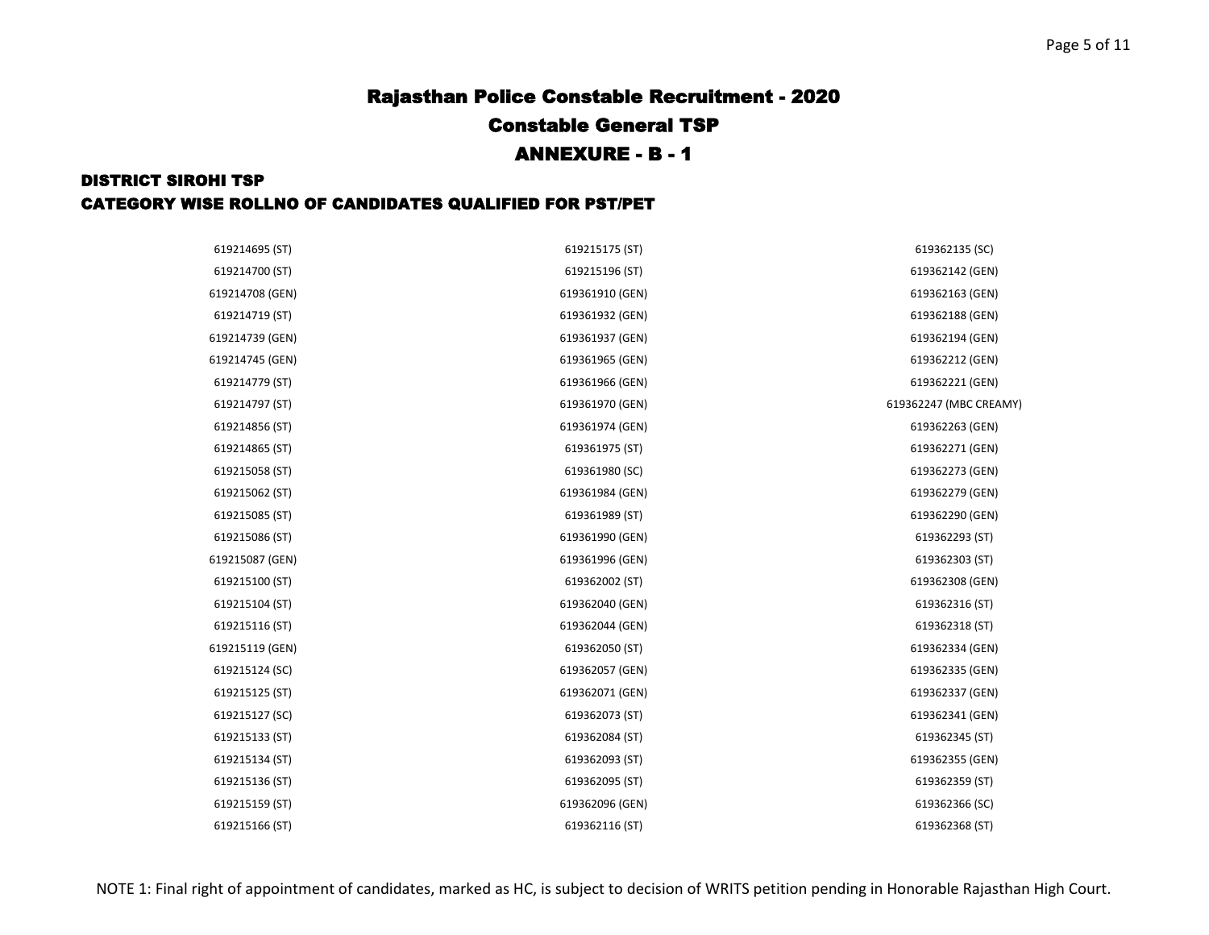# Rajasthan Police Constable Recruitment - 2020

## Constable General TSP

## ANNEXURE - B - 1

### DISTRICT SIROHI TSP

### CATEGORY WISE ROLLNO OF CANDIDATES QUALIFIED FOR PST/PET

619214695 (ST)
619214700 (ST)
619214708 (GEN)
619214719 (ST)
619214739 (GEN)
619214745 (GEN)
619214779 (ST)
619214797 (ST)
619214856 (ST)
619214865 (ST)
619215058 (ST)
619215062 (ST)
619215085 (ST)
619215086 (ST)
619215087 (GEN)
619215100 (ST)
619215104 (ST)
619215116 (ST)
619215119 (GEN)
619215124 (SC)
619215125 (ST)
619215127 (SC)
619215133 (ST)
619215134 (ST)
619215136 (ST)
619215159 (ST)
619215166 (ST)
619215175 (ST)
619215196 (ST)
619361910 (GEN)
619361932 (GEN)
619361937 (GEN)
619361965 (GEN)
619361966 (GEN)
619361970 (GEN)
619361974 (GEN)
619361975 (ST)
619361980 (SC)
619361984 (GEN)
619361989 (ST)
619361990 (GEN)
619361996 (GEN)
619362002 (ST)
619362040 (GEN)
619362044 (GEN)
619362050 (ST)
619362057 (GEN)
619362071 (GEN)
619362073 (ST)
619362084 (ST)
619362093 (ST)
619362095 (ST)
619362096 (GEN)
619362116 (ST)
619362135 (SC)
619362142 (GEN)
619362163 (GEN)
619362188 (GEN)
619362194 (GEN)
619362212 (GEN)
619362221 (GEN)
619362247 (MBC CREAMY)
619362263 (GEN)
619362271 (GEN)
619362273 (GEN)
619362279 (GEN)
619362290 (GEN)
619362293 (ST)
619362303 (ST)
619362308 (GEN)
619362316 (ST)
619362318 (ST)
619362334 (GEN)
619362335 (GEN)
619362337 (GEN)
619362341 (GEN)
619362345 (ST)
619362355 (GEN)
619362359 (ST)
619362366 (SC)
619362368 (ST)

NOTE 1: Final right of appointment of candidates, marked as HC, is subject to decision of WRITS petition pending in Honorable Rajasthan High Court.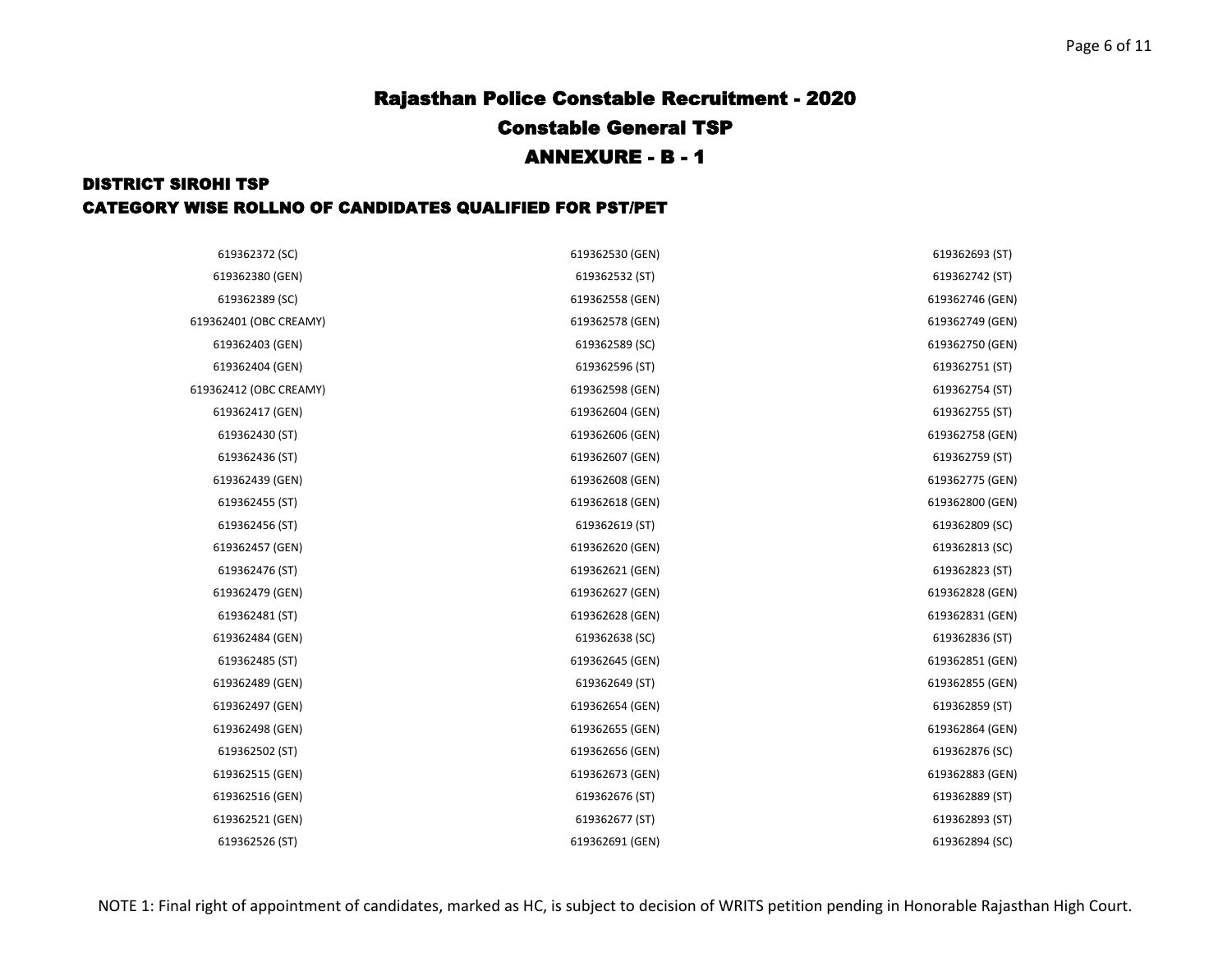# Rajasthan Police Constable Recruitment - 2020

## Constable General TSP

## ANNEXURE - B - 1

### DISTRICT SIROHI TSP

### CATEGORY WISE ROLLNO OF CANDIDATES QUALIFIED FOR PST/PET

| | | |
|---|---|---|
| 619362372 (SC) | 619362530 (GEN) | 619362693 (ST) |
| 619362380 (GEN) | 619362532 (ST) | 619362742 (ST) |
| 619362389 (SC) | 619362558 (GEN) | 619362746 (GEN) |
| 619362401 (OBC CREAMY) | 619362578 (GEN) | 619362749 (GEN) |
| 619362403 (GEN) | 619362589 (SC) | 619362750 (GEN) |
| 619362404 (GEN) | 619362596 (ST) | 619362751 (ST) |
| 619362412 (OBC CREAMY) | 619362598 (GEN) | 619362754 (ST) |
| 619362417 (GEN) | 619362604 (GEN) | 619362755 (ST) |
| 619362430 (ST) | 619362606 (GEN) | 619362758 (GEN) |
| 619362436 (ST) | 619362607 (GEN) | 619362759 (ST) |
| 619362439 (GEN) | 619362608 (GEN) | 619362775 (GEN) |
| 619362455 (ST) | 619362618 (GEN) | 619362800 (GEN) |
| 619362456 (ST) | 619362619 (ST) | 619362809 (SC) |
| 619362457 (GEN) | 619362620 (GEN) | 619362813 (SC) |
| 619362476 (ST) | 619362621 (GEN) | 619362823 (ST) |
| 619362479 (GEN) | 619362627 (GEN) | 619362828 (GEN) |
| 619362481 (ST) | 619362628 (GEN) | 619362831 (GEN) |
| 619362484 (GEN) | 619362638 (SC) | 619362836 (ST) |
| 619362485 (ST) | 619362645 (GEN) | 619362851 (GEN) |
| 619362489 (GEN) | 619362649 (ST) | 619362855 (GEN) |
| 619362497 (GEN) | 619362654 (GEN) | 619362859 (ST) |
| 619362498 (GEN) | 619362655 (GEN) | 619362864 (GEN) |
| 619362502 (ST) | 619362656 (GEN) | 619362876 (SC) |
| 619362515 (GEN) | 619362673 (GEN) | 619362883 (GEN) |
| 619362516 (GEN) | 619362676 (ST) | 619362889 (ST) |
| 619362521 (GEN) | 619362677 (ST) | 619362893 (ST) |
| 619362526 (ST) | 619362691 (GEN) | 619362894 (SC) |

NOTE 1: Final right of appointment of candidates, marked as HC, is subject to decision of WRITS petition pending in Honorable Rajasthan High Court.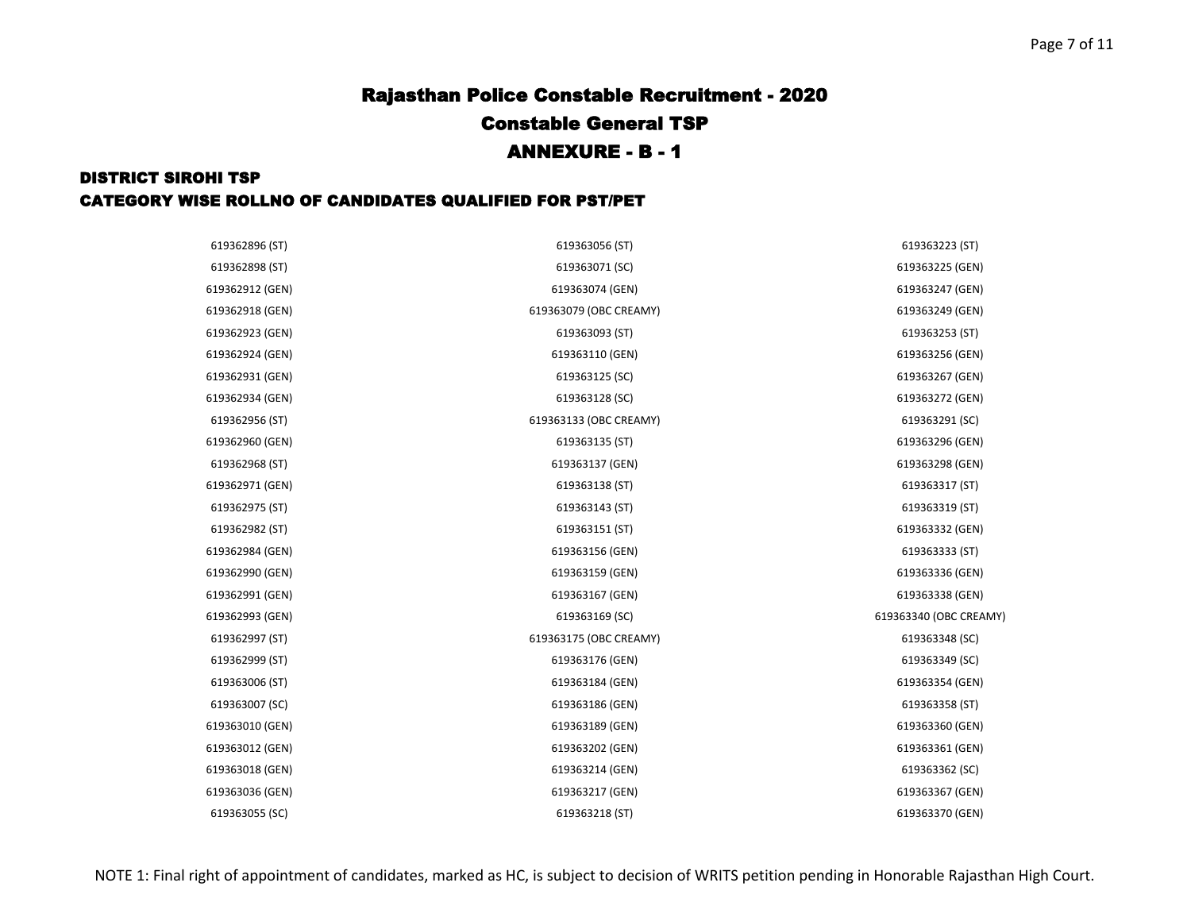# Rajasthan Police Constable Recruitment - 2020

## Constable General TSP

## ANNEXURE - B - 1

### DISTRICT SIROHI TSP

### CATEGORY WISE ROLLNO OF CANDIDATES QUALIFIED FOR PST/PET

| | | |
|---|---|---|
| 619362896 (ST) | 619363056 (ST) | 619363223 (ST) |
| 619362898 (ST) | 619363071 (SC) | 619363225 (GEN) |
| 619362912 (GEN) | 619363074 (GEN) | 619363247 (GEN) |
| 619362918 (GEN) | 619363079 (OBC CREAMY) | 619363249 (GEN) |
| 619362923 (GEN) | 619363093 (ST) | 619363253 (ST) |
| 619362924 (GEN) | 619363110 (GEN) | 619363256 (GEN) |
| 619362931 (GEN) | 619363125 (SC) | 619363267 (GEN) |
| 619362934 (GEN) | 619363128 (SC) | 619363272 (GEN) |
| 619362956 (ST) | 619363133 (OBC CREAMY) | 619363291 (SC) |
| 619362960 (GEN) | 619363135 (ST) | 619363296 (GEN) |
| 619362968 (ST) | 619363137 (GEN) | 619363298 (GEN) |
| 619362971 (GEN) | 619363138 (ST) | 619363317 (ST) |
| 619362975 (ST) | 619363143 (ST) | 619363319 (ST) |
| 619362982 (ST) | 619363151 (ST) | 619363332 (GEN) |
| 619362984 (GEN) | 619363156 (GEN) | 619363333 (ST) |
| 619362990 (GEN) | 619363159 (GEN) | 619363336 (GEN) |
| 619362991 (GEN) | 619363167 (GEN) | 619363338 (GEN) |
| 619362993 (GEN) | 619363169 (SC) | 619363340 (OBC CREAMY) |
| 619362997 (ST) | 619363175 (OBC CREAMY) | 619363348 (SC) |
| 619362999 (ST) | 619363176 (GEN) | 619363349 (SC) |
| 619363006 (ST) | 619363184 (GEN) | 619363354 (GEN) |
| 619363007 (SC) | 619363186 (GEN) | 619363358 (ST) |
| 619363010 (GEN) | 619363189 (GEN) | 619363360 (GEN) |
| 619363012 (GEN) | 619363202 (GEN) | 619363361 (GEN) |
| 619363018 (GEN) | 619363214 (GEN) | 619363362 (SC) |
| 619363036 (GEN) | 619363217 (GEN) | 619363367 (GEN) |
| 619363055 (SC) | 619363218 (ST) | 619363370 (GEN) |

NOTE 1: Final right of appointment of candidates, marked as HC, is subject to decision of WRITS petition pending in Honorable Rajasthan High Court.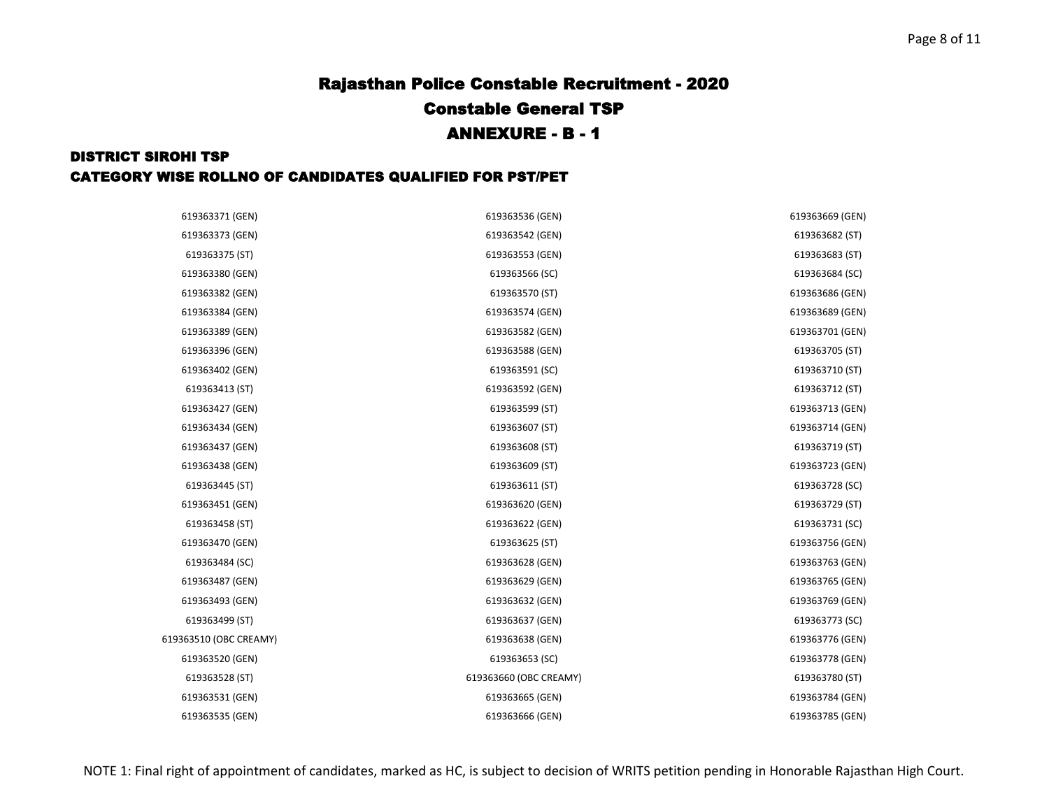# Rajasthan Police Constable Recruitment - 2020

## Constable General TSP

## ANNEXURE - B - 1

### DISTRICT SIROHI TSP

### CATEGORY WISE ROLLNO OF CANDIDATES QUALIFIED FOR PST/PET

| | | |
|---|---|---|
| 619363371 (GEN) | 619363536 (GEN) | 619363669 (GEN) |
| 619363373 (GEN) | 619363542 (GEN) | 619363682 (ST) |
| 619363375 (ST) | 619363553 (GEN) | 619363683 (ST) |
| 619363380 (GEN) | 619363566 (SC) | 619363684 (SC) |
| 619363382 (GEN) | 619363570 (ST) | 619363686 (GEN) |
| 619363384 (GEN) | 619363574 (GEN) | 619363689 (GEN) |
| 619363389 (GEN) | 619363582 (GEN) | 619363701 (GEN) |
| 619363396 (GEN) | 619363588 (GEN) | 619363705 (ST) |
| 619363402 (GEN) | 619363591 (SC) | 619363710 (ST) |
| 619363413 (ST) | 619363592 (GEN) | 619363712 (ST) |
| 619363427 (GEN) | 619363599 (ST) | 619363713 (GEN) |
| 619363434 (GEN) | 619363607 (ST) | 619363714 (GEN) |
| 619363437 (GEN) | 619363608 (ST) | 619363719 (ST) |
| 619363438 (GEN) | 619363609 (ST) | 619363723 (GEN) |
| 619363445 (ST) | 619363611 (ST) | 619363728 (SC) |
| 619363451 (GEN) | 619363620 (GEN) | 619363729 (ST) |
| 619363458 (ST) | 619363622 (GEN) | 619363731 (SC) |
| 619363470 (GEN) | 619363625 (ST) | 619363756 (GEN) |
| 619363484 (SC) | 619363628 (GEN) | 619363763 (GEN) |
| 619363487 (GEN) | 619363629 (GEN) | 619363765 (GEN) |
| 619363493 (GEN) | 619363632 (GEN) | 619363769 (GEN) |
| 619363499 (ST) | 619363637 (GEN) | 619363773 (SC) |
| 619363510 (OBC CREAMY) | 619363638 (GEN) | 619363776 (GEN) |
| 619363520 (GEN) | 619363653 (SC) | 619363778 (GEN) |
| 619363528 (ST) | 619363660 (OBC CREAMY) | 619363780 (ST) |
| 619363531 (GEN) | 619363665 (GEN) | 619363784 (GEN) |
| 619363535 (GEN) | 619363666 (GEN) | 619363785 (GEN) |

NOTE 1: Final right of appointment of candidates, marked as HC, is subject to decision of WRITS petition pending in Honorable Rajasthan High Court.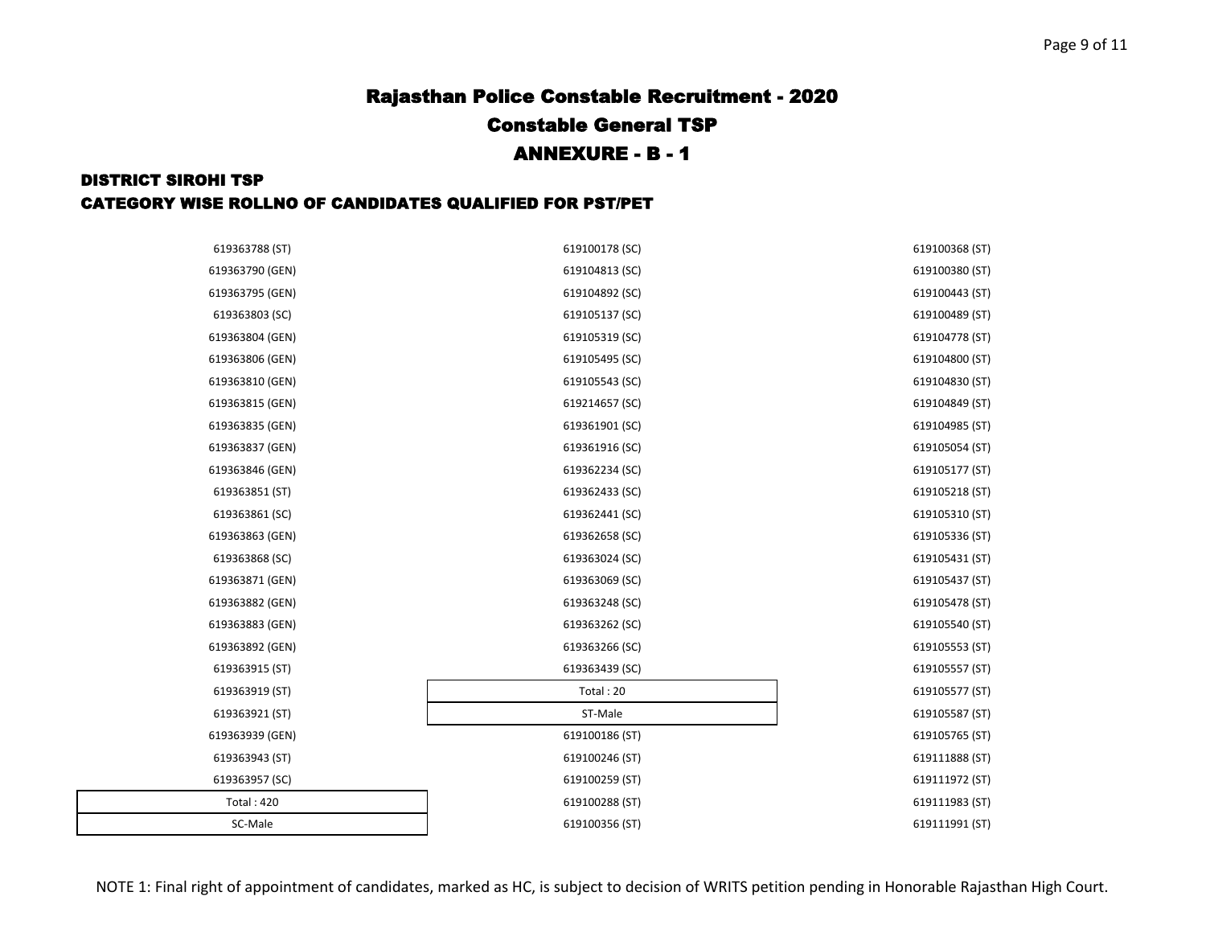# Rajasthan Police Constable Recruitment - 2020

## Constable General TSP

## ANNEXURE - B - 1

### DISTRICT SIROHI TSP

### CATEGORY WISE ROLLNO OF CANDIDATES QUALIFIED FOR PST/PET

619363788 (ST)
619363790 (GEN)
619363795 (GEN)
619363803 (SC)
619363804 (GEN)
619363806 (GEN)
619363810 (GEN)
619363815 (GEN)
619363835 (GEN)
619363837 (GEN)
619363846 (GEN)
619363851 (ST)
619363861 (SC)
619363863 (GEN)
619363868 (SC)
619363871 (GEN)
619363882 (GEN)
619363883 (GEN)
619363892 (GEN)
619363915 (ST)
619363919 (ST)
619363921 (ST)
619363939 (GEN)
619363943 (ST)
619363957 (SC)

Total : 420

**SC-Male**

619100178 (SC)
619104813 (SC)
619104892 (SC)
619105137 (SC)
619105319 (SC)
619105495 (SC)
619105543 (SC)
619214657 (SC)
619361901 (SC)
619361916 (SC)
619362234 (SC)
619362433 (SC)
619362441 (SC)
619362658 (SC)
619363024 (SC)
619363069 (SC)
619363248 (SC)
619363262 (SC)
619363266 (SC)
619363439 (SC)

Total : 20

**ST-Male**

619100186 (ST)
619100246 (ST)
619100259 (ST)
619100288 (ST)
619100356 (ST)
619100368 (ST)
619100380 (ST)
619100443 (ST)
619100489 (ST)
619104778 (ST)
619104800 (ST)
619104830 (ST)
619104849 (ST)
619104985 (ST)
619105054 (ST)
619105177 (ST)
619105218 (ST)
619105310 (ST)
619105336 (ST)
619105431 (ST)
619105437 (ST)
619105478 (ST)
619105540 (ST)
619105553 (ST)
619105557 (ST)
619105577 (ST)
619105587 (ST)
619105765 (ST)
619111888 (ST)
619111972 (ST)
619111983 (ST)
619111991 (ST)

NOTE 1: Final right of appointment of candidates, marked as HC, is subject to decision of WRITS petition pending in Honorable Rajasthan High Court.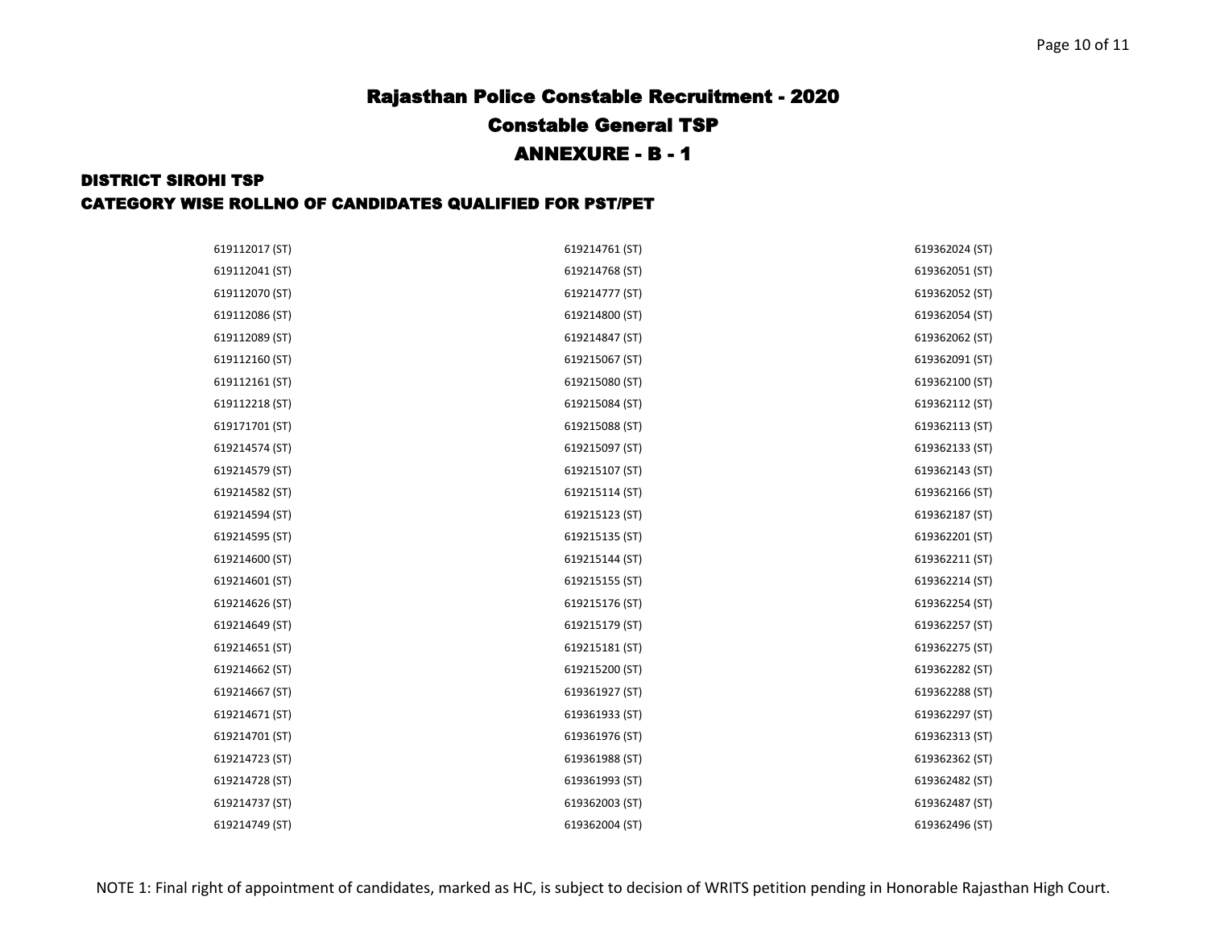# Rajasthan Police Constable Recruitment - 2020

## Constable General TSP

## ANNEXURE - B - 1

### DISTRICT SIROHI TSP

### CATEGORY WISE ROLLNO OF CANDIDATES QUALIFIED FOR PST/PET

619112017 (ST)
619112041 (ST)
619112070 (ST)
619112086 (ST)
619112089 (ST)
619112160 (ST)
619112161 (ST)
619112218 (ST)
619171701 (ST)
619214574 (ST)
619214579 (ST)
619214582 (ST)
619214594 (ST)
619214595 (ST)
619214600 (ST)
619214601 (ST)
619214626 (ST)
619214649 (ST)
619214651 (ST)
619214662 (ST)
619214667 (ST)
619214671 (ST)
619214701 (ST)
619214723 (ST)
619214728 (ST)
619214737 (ST)
619214749 (ST)
619214761 (ST)
619214768 (ST)
619214777 (ST)
619214800 (ST)
619214847 (ST)
619215067 (ST)
619215080 (ST)
619215084 (ST)
619215088 (ST)
619215097 (ST)
619215107 (ST)
619215114 (ST)
619215123 (ST)
619215135 (ST)
619215144 (ST)
619215155 (ST)
619215176 (ST)
619215179 (ST)
619215181 (ST)
619215200 (ST)
619361927 (ST)
619361933 (ST)
619361976 (ST)
619361988 (ST)
619361993 (ST)
619362003 (ST)
619362004 (ST)
619362024 (ST)
619362051 (ST)
619362052 (ST)
619362054 (ST)
619362062 (ST)
619362091 (ST)
619362100 (ST)
619362112 (ST)
619362113 (ST)
619362133 (ST)
619362143 (ST)
619362166 (ST)
619362187 (ST)
619362201 (ST)
619362211 (ST)
619362214 (ST)
619362254 (ST)
619362257 (ST)
619362275 (ST)
619362282 (ST)
619362288 (ST)
619362297 (ST)
619362313 (ST)
619362362 (ST)
619362482 (ST)
619362487 (ST)
619362496 (ST)

NOTE 1: Final right of appointment of candidates, marked as HC, is subject to decision of WRITS petition pending in Honorable Rajasthan High Court.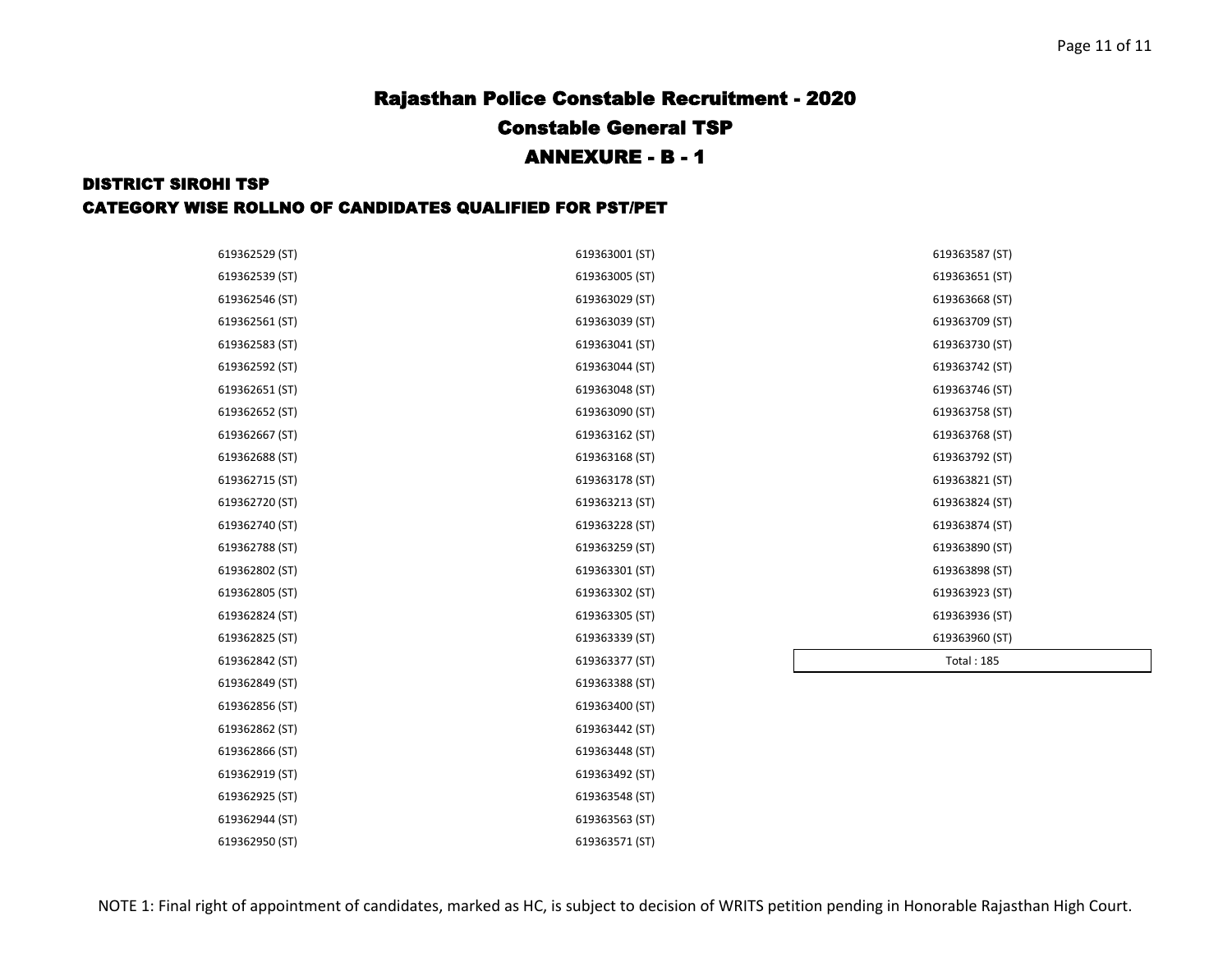# Rajasthan Police Constable Recruitment - 2020

## Constable General TSP

## ANNEXURE - B - 1

### DISTRICT SIROHI TSP

### CATEGORY WISE ROLLNO OF CANDIDATES QUALIFIED FOR PST/PET

| | | |
|---|---|---|
| 619362529 (ST) | 619363001 (ST) | 619363587 (ST) |
| 619362539 (ST) | 619363005 (ST) | 619363651 (ST) |
| 619362546 (ST) | 619363029 (ST) | 619363668 (ST) |
| 619362561 (ST) | 619363039 (ST) | 619363709 (ST) |
| 619362583 (ST) | 619363041 (ST) | 619363730 (ST) |
| 619362592 (ST) | 619363044 (ST) | 619363742 (ST) |
| 619362651 (ST) | 619363048 (ST) | 619363746 (ST) |
| 619362652 (ST) | 619363090 (ST) | 619363758 (ST) |
| 619362667 (ST) | 619363162 (ST) | 619363768 (ST) |
| 619362688 (ST) | 619363168 (ST) | 619363792 (ST) |
| 619362715 (ST) | 619363178 (ST) | 619363821 (ST) |
| 619362720 (ST) | 619363213 (ST) | 619363824 (ST) |
| 619362740 (ST) | 619363228 (ST) | 619363874 (ST) |
| 619362788 (ST) | 619363259 (ST) | 619363890 (ST) |
| 619362802 (ST) | 619363301 (ST) | 619363898 (ST) |
| 619362805 (ST) | 619363302 (ST) | 619363923 (ST) |
| 619362824 (ST) | 619363305 (ST) | 619363936 (ST) |
| 619362825 (ST) | 619363339 (ST) | 619363960 (ST) |
| 619362842 (ST) | 619363377 (ST) | Total : 185 |
| 619362849 (ST) | 619363388 (ST) | |
| 619362856 (ST) | 619363400 (ST) | |
| 619362862 (ST) | 619363442 (ST) | |
| 619362866 (ST) | 619363448 (ST) | |
| 619362919 (ST) | 619363492 (ST) | |
| 619362925 (ST) | 619363548 (ST) | |
| 619362944 (ST) | 619363563 (ST) | |
| 619362950 (ST) | 619363571 (ST) | |

NOTE 1: Final right of appointment of candidates, marked as HC, is subject to decision of WRITS petition pending in Honorable Rajasthan High Court.